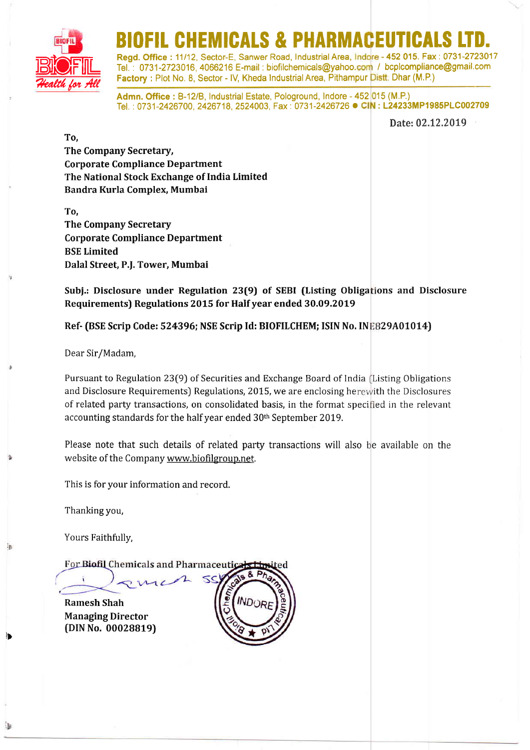# BIOFIL CHEMICALS & PHARMACEUTICALS LTD.

**Regd. Office :** 11/12, Sector-E, Sanwer Road, Industrial Area, Indore - 452 015. Fax : 0731-2723017
Tel. : 0731-2723016, 4066216 E-mail : biofilchemicals@yahoo.com / bcplcompliance@gmail.com
**Factory :** Plot No. 8, Sector - IV, Kheda Industrial Area, Pithampur Distt. Dhar (M.P.)

**Admn. Office :** B-12/B, Industrial Estate, Pologround, Indore - 452 015 (M.P.)
Tel. : 0731-2426700, 2426718, 2524003, Fax : 0731-2426726 ● **CIN : L24233MP1985PLC002709**

Date: 02.12.2019

**To,**
**The Company Secretary,**
**Corporate Compliance Department**
**The National Stock Exchange of India Limited**
**Bandra Kurla Complex, Mumbai**

**To,**
**The Company Secretary**
**Corporate Compliance Department**
**BSE Limited**
**Dalal Street, P.J. Tower, Mumbai**

**Subj.: Disclosure under Regulation 23(9) of SEBI (Listing Obligations and Disclosure Requirements) Regulations 2015 for Half year ended 30.09.2019**

**Ref- (BSE Scrip Code: 524396; NSE Scrip Id: BIOFILCHEM; ISIN No. INE829A01014)**

Dear Sir/Madam,

Pursuant to Regulation 23(9) of Securities and Exchange Board of India (Listing Obligations and Disclosure Requirements) Regulations, 2015, we are enclosing herewith the Disclosures of related party transactions, on consolidated basis, in the format specified in the relevant accounting standards for the half year ended 30th September 2019.

Please note that such details of related party transactions will also be available on the website of the Company www.biofilgroup.net.

This is for your information and record.

Thanking you,

Yours Faithfully,

For Biofil Chemicals and Pharmaceuticals Limited

**Ramesh Shah**
**Managing Director**
**(DIN No. 00028819)**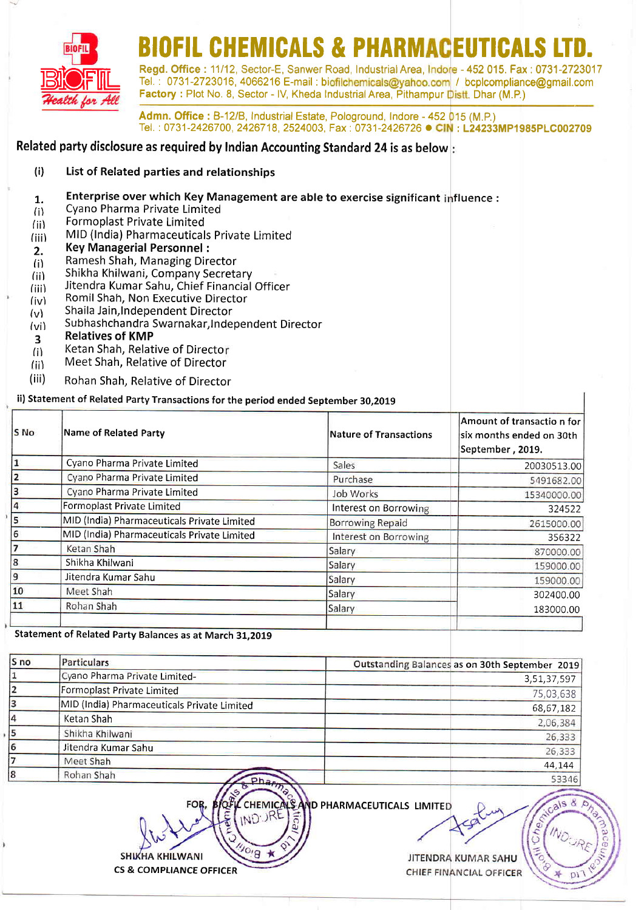# BIOFIL CHEMICALS & PHARMACEUTICALS LTD.

**Regd. Office :** 11/12, Sector-E, Sanwer Road, Industrial Area, Indore - 452 015. Fax : 0731-2723017
Tel. : 0731-2723016, 4066216 E-mail : biofilchemicals@yahoo.com / bcplcompliance@gmail.com
**Factory :** Plot No. 8, Sector - IV, Kheda Industrial Area, Pithampur Distt. Dhar (M.P.)

**Admn. Office :** B-12/B, Industrial Estate, Pologround, Indore - 452 015 (M.P.)
Tel. : 0731-2426700, 2426718, 2524003, Fax : 0731-2426726 ● **CIN : L24233MP1985PLC002709**

## Related party disclosure as required by Indian Accounting Standard 24 is as below :

### (i) List of Related parties and relationships

**1. Enterprise over which Key Management are able to exercise significant influence :**
- (i) Cyano Pharma Private Limited
- (ii) Formoplast Private Limited
- (iii) MID (India) Pharmaceuticals Private Limited

**2. Key Managerial Personnel :**
- (i) Ramesh Shah, Managing Director
- (ii) Shikha Khilwani, Company Secretary
- (iii) Jitendra Kumar Sahu, Chief Financial Officer
- (iv) Romil Shah, Non Executive Director
- (v) Shaila Jain,Independent Director
- (vi) Subhashchandra Swarnakar,Independent Director

**3 Relatives of KMP**
- (i) Ketan Shah, Relative of Director
- (ii) Meet Shah, Relative of Director
- (iii) Rohan Shah, Relative of Director

**ii) Statement of Related Party Transactions for the period ended September 30,2019**

| S No | Name of Related Party | Nature of Transactions | Amount of transactio n for six months ended on 30th September , 2019. |
|---|---|---|---|
| 1 | Cyano Pharma Private Limited | Sales | 20030513.00 |
| 2 | Cyano Pharma Private Limited | Purchase | 5491682.00 |
| 3 | Cyano Pharma Private Limited | Job Works | 15340000.00 |
| 4 | Formoplast Private Limited | Interest on Borrowing | 324522 |
| 5 | MID (India) Pharmaceuticals Private Limited | Borrowing Repaid | 2615000.00 |
| 6 | MID (India) Pharmaceuticals Private Limited | Interest on Borrowing | 356322 |
| 7 | Ketan Shah | Salary | 870000.00 |
| 8 | Shikha Khilwani | Salary | 159000.00 |
| 9 | Jitendra Kumar Sahu | Salary | 159000.00 |
| 10 | Meet Shah | Salary | 302400.00 |
| 11 | Rohan Shah | Salary | 183000.00 |
| | | | |

**Statement of Related Party Balances as at March 31,2019**

| S no | Particulars | Outstanding Balances as on 30th September 2019 |
|---|---|---|
| 1 | Cyano Pharma Private Limited- | 3,51,37,597 |
| 2 | Formoplast Private Limited | 75,03,638 |
| 3 | MID (India) Pharmaceuticals Private Limited | 68,67,182 |
| 4 | Ketan Shah | 2,06,384 |
| 5 | Shikha Khilwani | 26,333 |
| 6 | Jitendra Kumar Sahu | 26,333 |
| 7 | Meet Shah | 44,144 |
| 8 | Rohan Shah | 53346 |

FOR, BIOFIL CHEMICALS AND PHARMACEUTICALS LIMITED

SHIKHA KHILWANI
CS & COMPLIANCE OFFICER

JITENDRA KUMAR SAHU
CHIEF FINANCIAL OFFICER